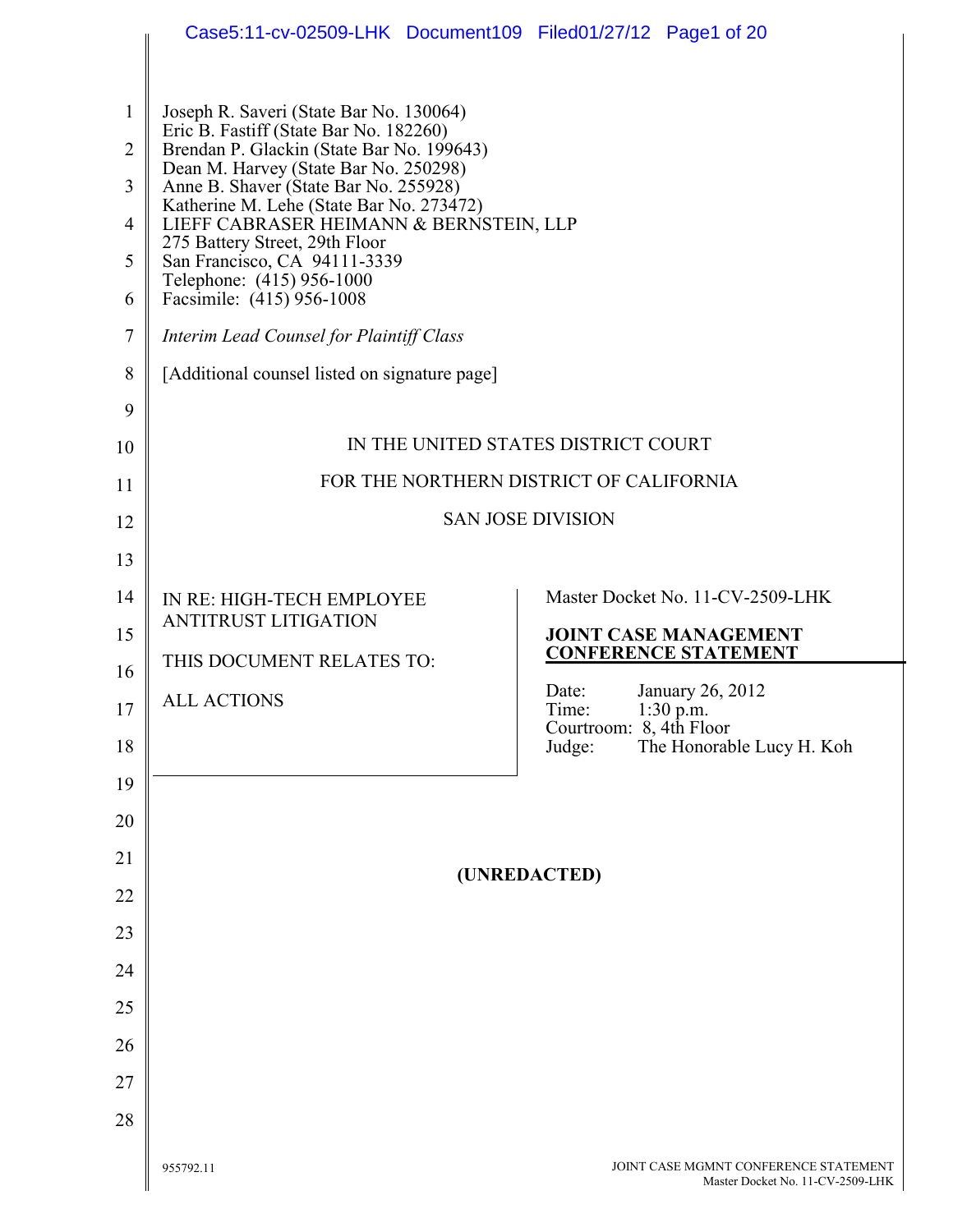Joseph R. Saveri (State Bar No. 130064)
Eric B. Fastiff (State Bar No. 182260)
Brendan P. Glackin (State Bar No. 199643)
Dean M. Harvey (State Bar No. 250298)
Anne B. Shaver (State Bar No. 255928)
Katherine M. Lehe (State Bar No. 273472)
LIEFF CABRASER HEIMANN & BERNSTEIN, LLP
275 Battery Street, 29th Floor
San Francisco, CA 94111-3339
Telephone: (415) 956-1000
Facsimile: (415) 956-1008

*Interim Lead Counsel for Plaintiff Class*

[Additional counsel listed on signature page]

IN THE UNITED STATES DISTRICT COURT

FOR THE NORTHERN DISTRICT OF CALIFORNIA

SAN JOSE DIVISION

| | |
|---|---|
| IN RE: HIGH-TECH EMPLOYEE ANTITRUST LITIGATION<br><br>THIS DOCUMENT RELATES TO:<br><br>ALL ACTIONS | Master Docket No. 11-CV-2509-LHK<br><br>**JOINT CASE MANAGEMENT CONFERENCE STATEMENT**<br><br>Date: January 26, 2012<br>Time: 1:30 p.m.<br>Courtroom: 8, 4th Floor<br>Judge: The Honorable Lucy H. Koh |

**(UNREDACTED)**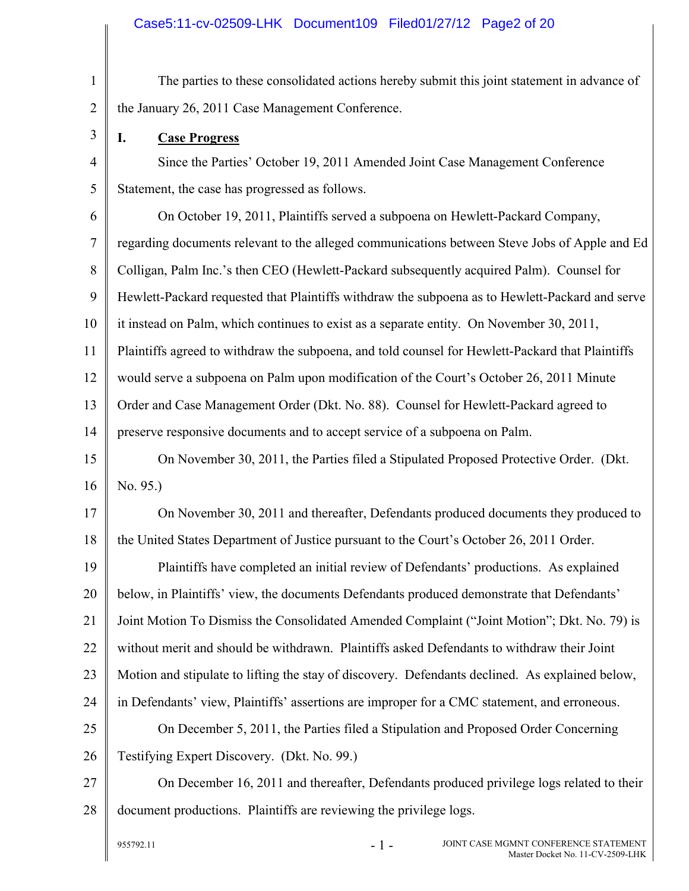The parties to these consolidated actions hereby submit this joint statement in advance of the January 26, 2011 Case Management Conference.

## I. Case Progress

Since the Parties' October 19, 2011 Amended Joint Case Management Conference Statement, the case has progressed as follows.

On October 19, 2011, Plaintiffs served a subpoena on Hewlett-Packard Company, regarding documents relevant to the alleged communications between Steve Jobs of Apple and Ed Colligan, Palm Inc.'s then CEO (Hewlett-Packard subsequently acquired Palm). Counsel for Hewlett-Packard requested that Plaintiffs withdraw the subpoena as to Hewlett-Packard and serve it instead on Palm, which continues to exist as a separate entity. On November 30, 2011, Plaintiffs agreed to withdraw the subpoena, and told counsel for Hewlett-Packard that Plaintiffs would serve a subpoena on Palm upon modification of the Court's October 26, 2011 Minute Order and Case Management Order (Dkt. No. 88). Counsel for Hewlett-Packard agreed to preserve responsive documents and to accept service of a subpoena on Palm.

On November 30, 2011, the Parties filed a Stipulated Proposed Protective Order. (Dkt. No. 95.)

On November 30, 2011 and thereafter, Defendants produced documents they produced to the United States Department of Justice pursuant to the Court's October 26, 2011 Order.

Plaintiffs have completed an initial review of Defendants' productions. As explained below, in Plaintiffs' view, the documents Defendants produced demonstrate that Defendants' Joint Motion To Dismiss the Consolidated Amended Complaint ("Joint Motion"; Dkt. No. 79) is without merit and should be withdrawn. Plaintiffs asked Defendants to withdraw their Joint Motion and stipulate to lifting the stay of discovery. Defendants declined. As explained below, in Defendants' view, Plaintiffs' assertions are improper for a CMC statement, and erroneous.

On December 5, 2011, the Parties filed a Stipulation and Proposed Order Concerning Testifying Expert Discovery. (Dkt. No. 99.)

On December 16, 2011 and thereafter, Defendants produced privilege logs related to their document productions. Plaintiffs are reviewing the privilege logs.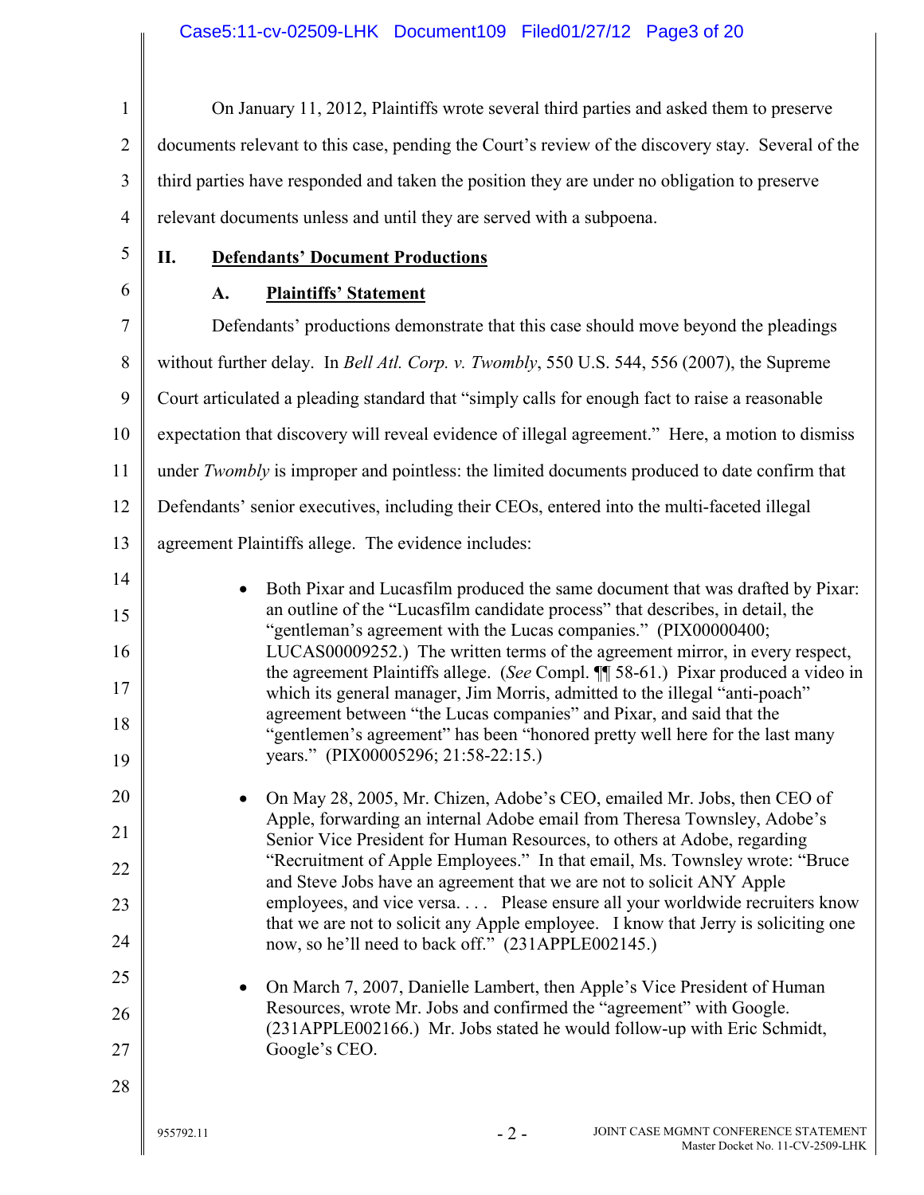On January 11, 2012, Plaintiffs wrote several third parties and asked them to preserve documents relevant to this case, pending the Court's review of the discovery stay. Several of the third parties have responded and taken the position they are under no obligation to preserve relevant documents unless and until they are served with a subpoena.

## II. Defendants' Document Productions

### A. Plaintiffs' Statement

Defendants' productions demonstrate that this case should move beyond the pleadings without further delay. In *Bell Atl. Corp. v. Twombly*, 550 U.S. 544, 556 (2007), the Supreme Court articulated a pleading standard that "simply calls for enough fact to raise a reasonable expectation that discovery will reveal evidence of illegal agreement." Here, a motion to dismiss under *Twombly* is improper and pointless: the limited documents produced to date confirm that Defendants' senior executives, including their CEOs, entered into the multi-faceted illegal agreement Plaintiffs allege. The evidence includes:

- Both Pixar and Lucasfilm produced the same document that was drafted by Pixar: an outline of the "Lucasfilm candidate process" that describes, in detail, the "gentleman's agreement with the Lucas companies." (PIX00000400; LUCAS00009252.) The written terms of the agreement mirror, in every respect, the agreement Plaintiffs allege. (*See* Compl. ¶¶ 58-61.) Pixar produced a video in which its general manager, Jim Morris, admitted to the illegal "anti-poach" agreement between "the Lucas companies" and Pixar, and said that the "gentlemen's agreement" has been "honored pretty well here for the last many years." (PIX00005296; 21:58-22:15.)

- On May 28, 2005, Mr. Chizen, Adobe's CEO, emailed Mr. Jobs, then CEO of Apple, forwarding an internal Adobe email from Theresa Townsley, Adobe's Senior Vice President for Human Resources, to others at Adobe, regarding "Recruitment of Apple Employees." In that email, Ms. Townsley wrote: "Bruce and Steve Jobs have an agreement that we are not to solicit ANY Apple employees, and vice versa. . . . Please ensure all your worldwide recruiters know that we are not to solicit any Apple employee. I know that Jerry is soliciting one now, so he'll need to back off." (231APPLE002145.)

- On March 7, 2007, Danielle Lambert, then Apple's Vice President of Human Resources, wrote Mr. Jobs and confirmed the "agreement" with Google. (231APPLE002166.) Mr. Jobs stated he would follow-up with Eric Schmidt, Google's CEO.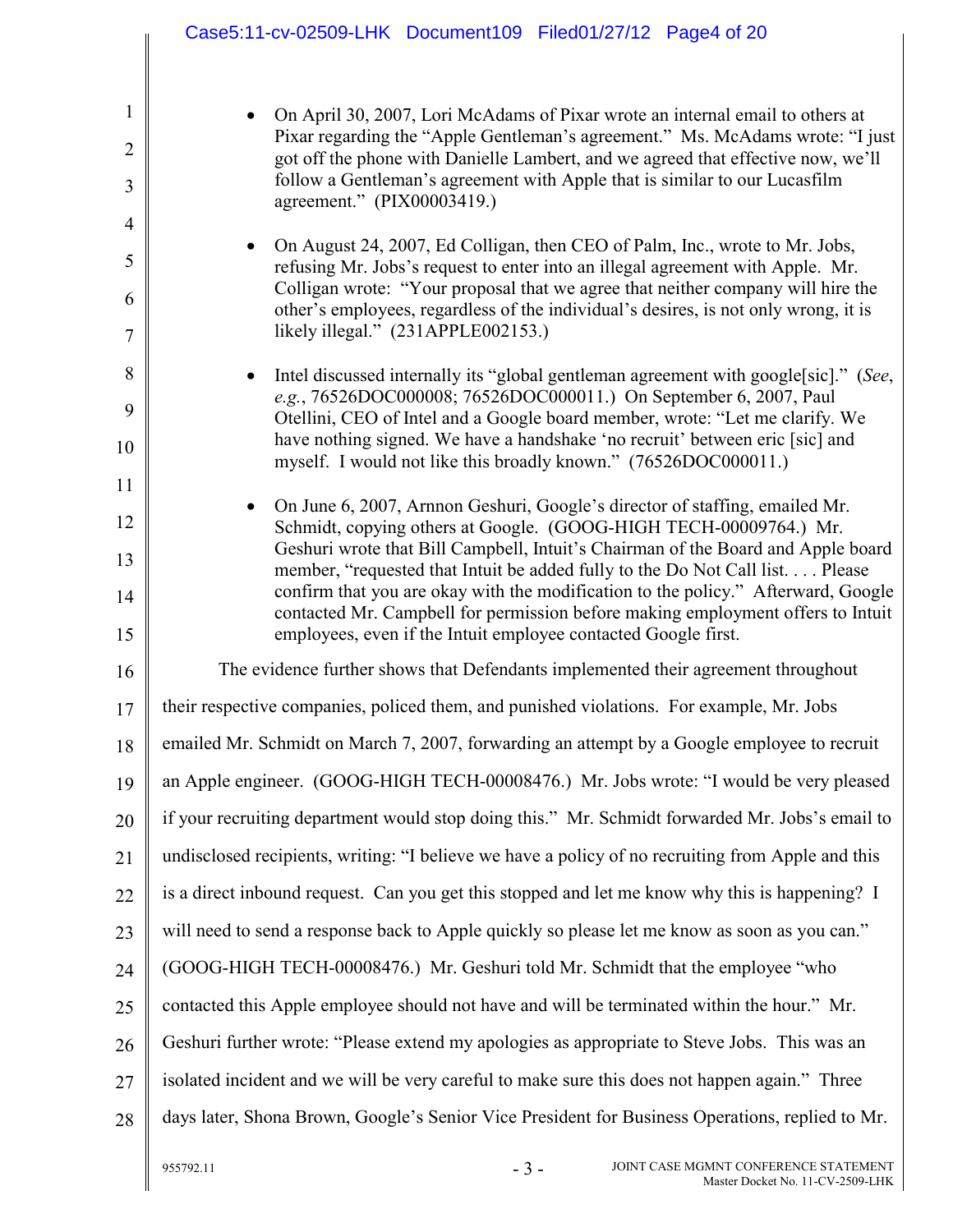- On April 30, 2007, Lori McAdams of Pixar wrote an internal email to others at Pixar regarding the "Apple Gentleman's agreement." Ms. McAdams wrote: "I just got off the phone with Danielle Lambert, and we agreed that effective now, we'll follow a Gentleman's agreement with Apple that is similar to our Lucasfilm agreement." (PIX00003419.)

- On August 24, 2007, Ed Colligan, then CEO of Palm, Inc., wrote to Mr. Jobs, refusing Mr. Jobs's request to enter into an illegal agreement with Apple. Mr. Colligan wrote: "Your proposal that we agree that neither company will hire the other's employees, regardless of the individual's desires, is not only wrong, it is likely illegal." (231APPLE002153.)

- Intel discussed internally its "global gentleman agreement with google[sic]." (*See, e.g.*, 76526DOC000008; 76526DOC000011.) On September 6, 2007, Paul Otellini, CEO of Intel and a Google board member, wrote: "Let me clarify. We have nothing signed. We have a handshake 'no recruit' between eric [sic] and myself. I would not like this broadly known." (76526DOC000011.)

- On June 6, 2007, Arnnon Geshuri, Google's director of staffing, emailed Mr. Schmidt, copying others at Google. (GOOG-HIGH TECH-00009764.) Mr. Geshuri wrote that Bill Campbell, Intuit's Chairman of the Board and Apple board member, "requested that Intuit be added fully to the Do Not Call list. . . . Please confirm that you are okay with the modification to the policy." Afterward, Google contacted Mr. Campbell for permission before making employment offers to Intuit employees, even if the Intuit employee contacted Google first.

The evidence further shows that Defendants implemented their agreement throughout their respective companies, policed them, and punished violations. For example, Mr. Jobs emailed Mr. Schmidt on March 7, 2007, forwarding an attempt by a Google employee to recruit an Apple engineer. (GOOG-HIGH TECH-00008476.) Mr. Jobs wrote: "I would be very pleased if your recruiting department would stop doing this." Mr. Schmidt forwarded Mr. Jobs's email to undisclosed recipients, writing: "I believe we have a policy of no recruiting from Apple and this is a direct inbound request. Can you get this stopped and let me know why this is happening? I will need to send a response back to Apple quickly so please let me know as soon as you can." (GOOG-HIGH TECH-00008476.) Mr. Geshuri told Mr. Schmidt that the employee "who contacted this Apple employee should not have and will be terminated within the hour." Mr. Geshuri further wrote: "Please extend my apologies as appropriate to Steve Jobs. This was an isolated incident and we will be very careful to make sure this does not happen again." Three days later, Shona Brown, Google's Senior Vice President for Business Operations, replied to Mr.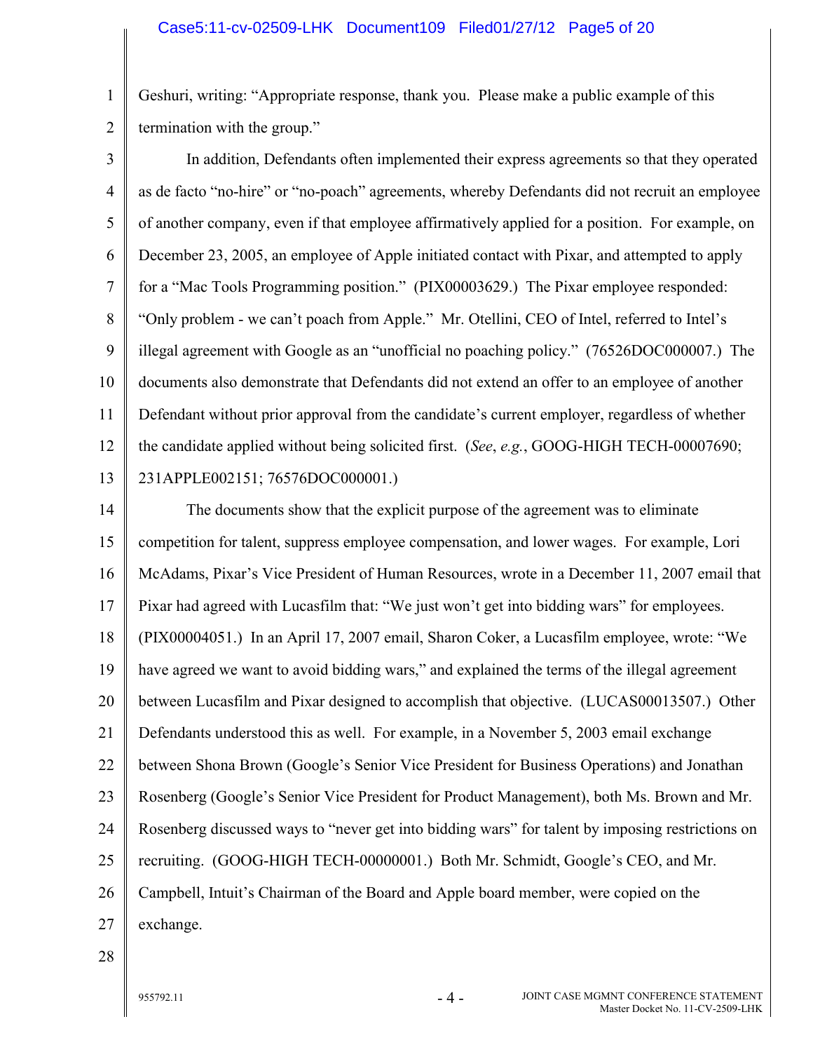Geshuri, writing: "Appropriate response, thank you. Please make a public example of this termination with the group."

In addition, Defendants often implemented their express agreements so that they operated as de facto "no-hire" or "no-poach" agreements, whereby Defendants did not recruit an employee of another company, even if that employee affirmatively applied for a position. For example, on December 23, 2005, an employee of Apple initiated contact with Pixar, and attempted to apply for a "Mac Tools Programming position." (PIX00003629.) The Pixar employee responded: "Only problem - we can't poach from Apple." Mr. Otellini, CEO of Intel, referred to Intel's illegal agreement with Google as an "unofficial no poaching policy." (76526DOC000007.) The documents also demonstrate that Defendants did not extend an offer to an employee of another Defendant without prior approval from the candidate's current employer, regardless of whether the candidate applied without being solicited first. (*See*, *e.g.*, GOOG-HIGH TECH-00007690; 231APPLE002151; 76576DOC000001.)

The documents show that the explicit purpose of the agreement was to eliminate competition for talent, suppress employee compensation, and lower wages. For example, Lori McAdams, Pixar's Vice President of Human Resources, wrote in a December 11, 2007 email that Pixar had agreed with Lucasfilm that: "We just won't get into bidding wars" for employees. (PIX00004051.) In an April 17, 2007 email, Sharon Coker, a Lucasfilm employee, wrote: "We have agreed we want to avoid bidding wars," and explained the terms of the illegal agreement between Lucasfilm and Pixar designed to accomplish that objective. (LUCAS00013507.) Other Defendants understood this as well. For example, in a November 5, 2003 email exchange between Shona Brown (Google's Senior Vice President for Business Operations) and Jonathan Rosenberg (Google's Senior Vice President for Product Management), both Ms. Brown and Mr. Rosenberg discussed ways to "never get into bidding wars" for talent by imposing restrictions on recruiting. (GOOG-HIGH TECH-00000001.) Both Mr. Schmidt, Google's CEO, and Mr. Campbell, Intuit's Chairman of the Board and Apple board member, were copied on the exchange.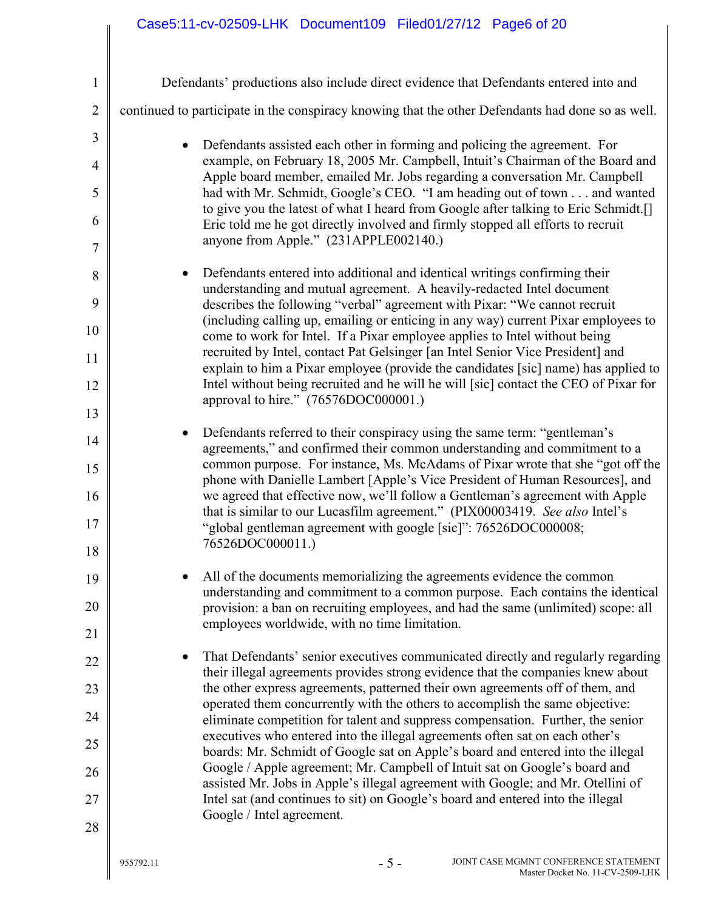Defendants' productions also include direct evidence that Defendants entered into and continued to participate in the conspiracy knowing that the other Defendants had done so as well.

- Defendants assisted each other in forming and policing the agreement. For example, on February 18, 2005 Mr. Campbell, Intuit's Chairman of the Board and Apple board member, emailed Mr. Jobs regarding a conversation Mr. Campbell had with Mr. Schmidt, Google's CEO. "I am heading out of town . . . and wanted to give you the latest of what I heard from Google after talking to Eric Schmidt.[] Eric told me he got directly involved and firmly stopped all efforts to recruit anyone from Apple." (231APPLE002140.)

- Defendants entered into additional and identical writings confirming their understanding and mutual agreement. A heavily-redacted Intel document describes the following "verbal" agreement with Pixar: "We cannot recruit (including calling up, emailing or enticing in any way) current Pixar employees to come to work for Intel. If a Pixar employee applies to Intel without being recruited by Intel, contact Pat Gelsinger [an Intel Senior Vice President] and explain to him a Pixar employee (provide the candidates [sic] name) has applied to Intel without being recruited and he will he will [sic] contact the CEO of Pixar for approval to hire." (76576DOC000001.)

- Defendants referred to their conspiracy using the same term: "gentleman's agreements," and confirmed their common understanding and commitment to a common purpose. For instance, Ms. McAdams of Pixar wrote that she "got off the phone with Danielle Lambert [Apple's Vice President of Human Resources], and we agreed that effective now, we'll follow a Gentleman's agreement with Apple that is similar to our Lucasfilm agreement." (PIX00003419. *See also* Intel's "global gentleman agreement with google [sic]": 76526DOC000008; 76526DOC000011.)

- All of the documents memorializing the agreements evidence the common understanding and commitment to a common purpose. Each contains the identical provision: a ban on recruiting employees, and had the same (unlimited) scope: all employees worldwide, with no time limitation.

- That Defendants' senior executives communicated directly and regularly regarding their illegal agreements provides strong evidence that the companies knew about the other express agreements, patterned their own agreements off of them, and operated them concurrently with the others to accomplish the same objective: eliminate competition for talent and suppress compensation. Further, the senior executives who entered into the illegal agreements often sat on each other's boards: Mr. Schmidt of Google sat on Apple's board and entered into the illegal Google / Apple agreement; Mr. Campbell of Intuit sat on Google's board and assisted Mr. Jobs in Apple's illegal agreement with Google; and Mr. Otellini of Intel sat (and continues to sit) on Google's board and entered into the illegal Google / Intel agreement.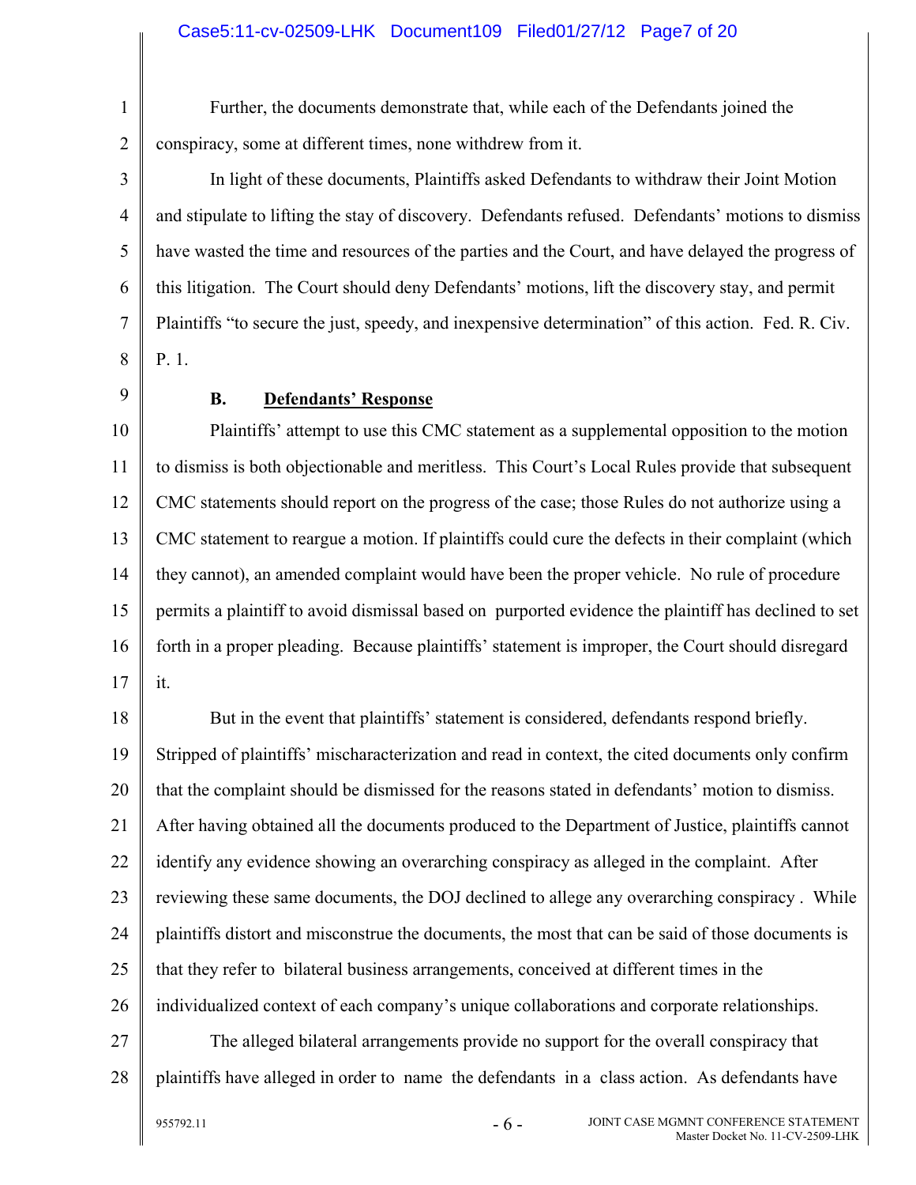Further, the documents demonstrate that, while each of the Defendants joined the conspiracy, some at different times, none withdrew from it.

In light of these documents, Plaintiffs asked Defendants to withdraw their Joint Motion and stipulate to lifting the stay of discovery. Defendants refused. Defendants' motions to dismiss have wasted the time and resources of the parties and the Court, and have delayed the progress of this litigation. The Court should deny Defendants' motions, lift the discovery stay, and permit Plaintiffs "to secure the just, speedy, and inexpensive determination" of this action. Fed. R. Civ. P. 1.

### B. Defendants' Response

Plaintiffs' attempt to use this CMC statement as a supplemental opposition to the motion to dismiss is both objectionable and meritless. This Court's Local Rules provide that subsequent CMC statements should report on the progress of the case; those Rules do not authorize using a CMC statement to reargue a motion. If plaintiffs could cure the defects in their complaint (which they cannot), an amended complaint would have been the proper vehicle. No rule of procedure permits a plaintiff to avoid dismissal based on purported evidence the plaintiff has declined to set forth in a proper pleading. Because plaintiffs' statement is improper, the Court should disregard it.

But in the event that plaintiffs' statement is considered, defendants respond briefly. Stripped of plaintiffs' mischaracterization and read in context, the cited documents only confirm that the complaint should be dismissed for the reasons stated in defendants' motion to dismiss. After having obtained all the documents produced to the Department of Justice, plaintiffs cannot identify any evidence showing an overarching conspiracy as alleged in the complaint. After reviewing these same documents, the DOJ declined to allege any overarching conspiracy . While plaintiffs distort and misconstrue the documents, the most that can be said of those documents is that they refer to bilateral business arrangements, conceived at different times in the individualized context of each company's unique collaborations and corporate relationships.

The alleged bilateral arrangements provide no support for the overall conspiracy that plaintiffs have alleged in order to name the defendants in a class action. As defendants have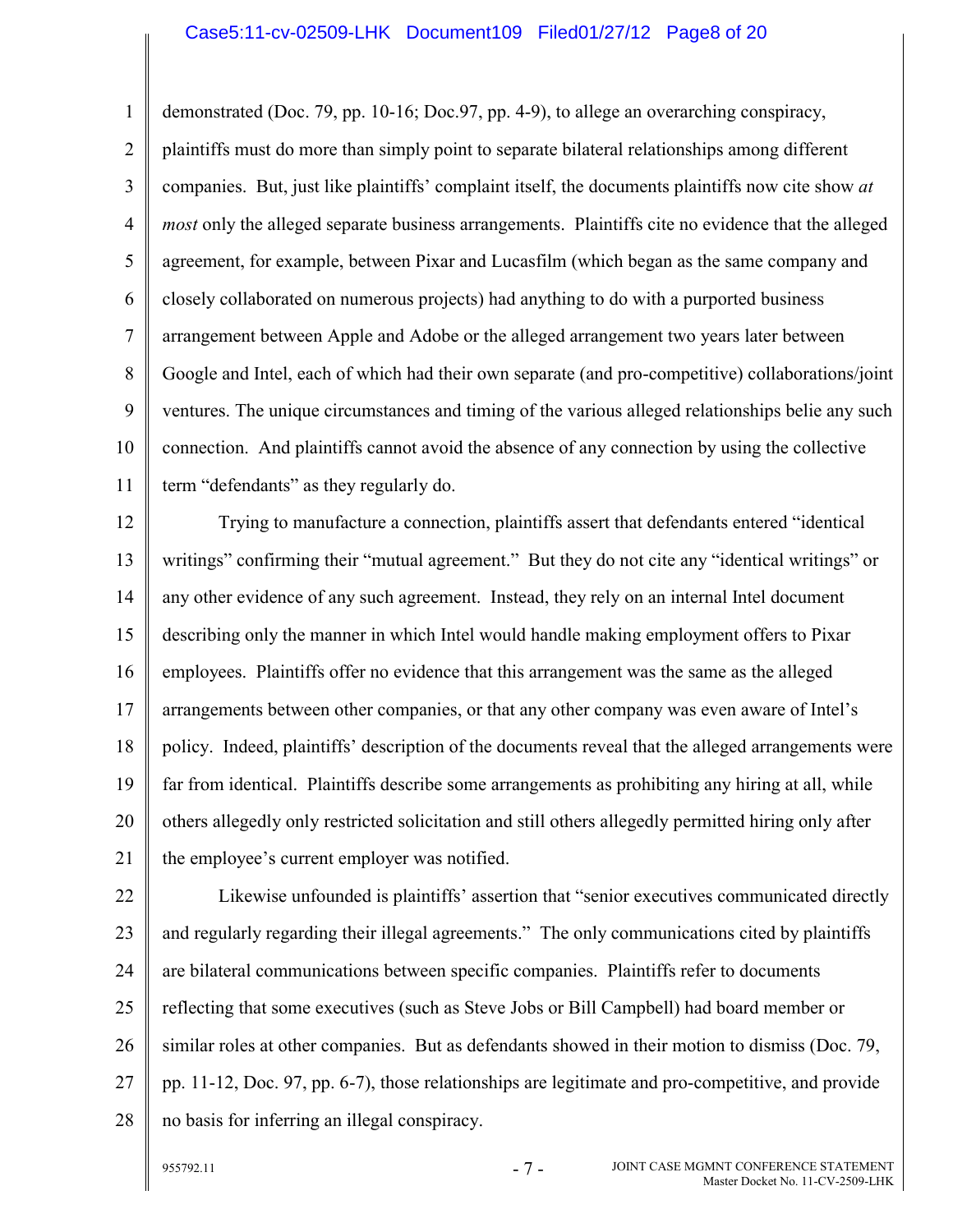demonstrated (Doc. 79, pp. 10-16; Doc.97, pp. 4-9), to allege an overarching conspiracy, plaintiffs must do more than simply point to separate bilateral relationships among different companies. But, just like plaintiffs' complaint itself, the documents plaintiffs now cite show *at most* only the alleged separate business arrangements. Plaintiffs cite no evidence that the alleged agreement, for example, between Pixar and Lucasfilm (which began as the same company and closely collaborated on numerous projects) had anything to do with a purported business arrangement between Apple and Adobe or the alleged arrangement two years later between Google and Intel, each of which had their own separate (and pro-competitive) collaborations/joint ventures. The unique circumstances and timing of the various alleged relationships belie any such connection. And plaintiffs cannot avoid the absence of any connection by using the collective term "defendants" as they regularly do.

Trying to manufacture a connection, plaintiffs assert that defendants entered "identical writings" confirming their "mutual agreement." But they do not cite any "identical writings" or any other evidence of any such agreement. Instead, they rely on an internal Intel document describing only the manner in which Intel would handle making employment offers to Pixar employees. Plaintiffs offer no evidence that this arrangement was the same as the alleged arrangements between other companies, or that any other company was even aware of Intel's policy. Indeed, plaintiffs' description of the documents reveal that the alleged arrangements were far from identical. Plaintiffs describe some arrangements as prohibiting any hiring at all, while others allegedly only restricted solicitation and still others allegedly permitted hiring only after the employee's current employer was notified.

Likewise unfounded is plaintiffs' assertion that "senior executives communicated directly and regularly regarding their illegal agreements." The only communications cited by plaintiffs are bilateral communications between specific companies. Plaintiffs refer to documents reflecting that some executives (such as Steve Jobs or Bill Campbell) had board member or similar roles at other companies. But as defendants showed in their motion to dismiss (Doc. 79, pp. 11-12, Doc. 97, pp. 6-7), those relationships are legitimate and pro-competitive, and provide no basis for inferring an illegal conspiracy.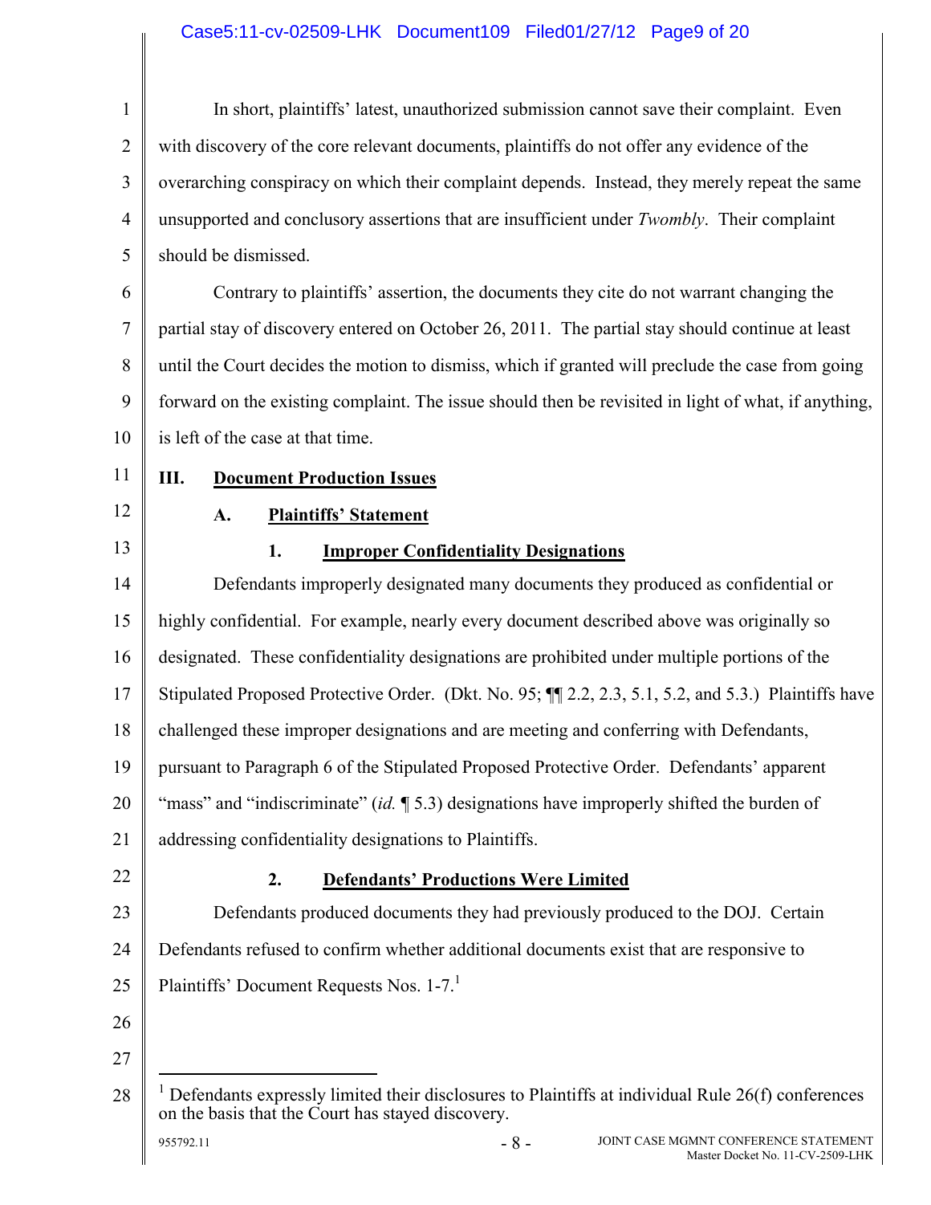In short, plaintiffs' latest, unauthorized submission cannot save their complaint. Even with discovery of the core relevant documents, plaintiffs do not offer any evidence of the overarching conspiracy on which their complaint depends. Instead, they merely repeat the same unsupported and conclusory assertions that are insufficient under *Twombly*. Their complaint should be dismissed.

Contrary to plaintiffs' assertion, the documents they cite do not warrant changing the partial stay of discovery entered on October 26, 2011. The partial stay should continue at least until the Court decides the motion to dismiss, which if granted will preclude the case from going forward on the existing complaint. The issue should then be revisited in light of what, if anything, is left of the case at that time.

## III. Document Production Issues

### A. Plaintiffs' Statement

#### 1. Improper Confidentiality Designations

Defendants improperly designated many documents they produced as confidential or highly confidential. For example, nearly every document described above was originally so designated. These confidentiality designations are prohibited under multiple portions of the Stipulated Proposed Protective Order. (Dkt. No. 95; ¶¶ 2.2, 2.3, 5.1, 5.2, and 5.3.) Plaintiffs have challenged these improper designations and are meeting and conferring with Defendants, pursuant to Paragraph 6 of the Stipulated Proposed Protective Order. Defendants' apparent "mass" and "indiscriminate" (*id.* ¶ 5.3) designations have improperly shifted the burden of addressing confidentiality designations to Plaintiffs.

#### 2. Defendants' Productions Were Limited

Defendants produced documents they had previously produced to the DOJ. Certain Defendants refused to confirm whether additional documents exist that are responsive to Plaintiffs' Document Requests Nos. 1-7.[1]

---

[1] Defendants expressly limited their disclosures to Plaintiffs at individual Rule 26(f) conferences on the basis that the Court has stayed discovery.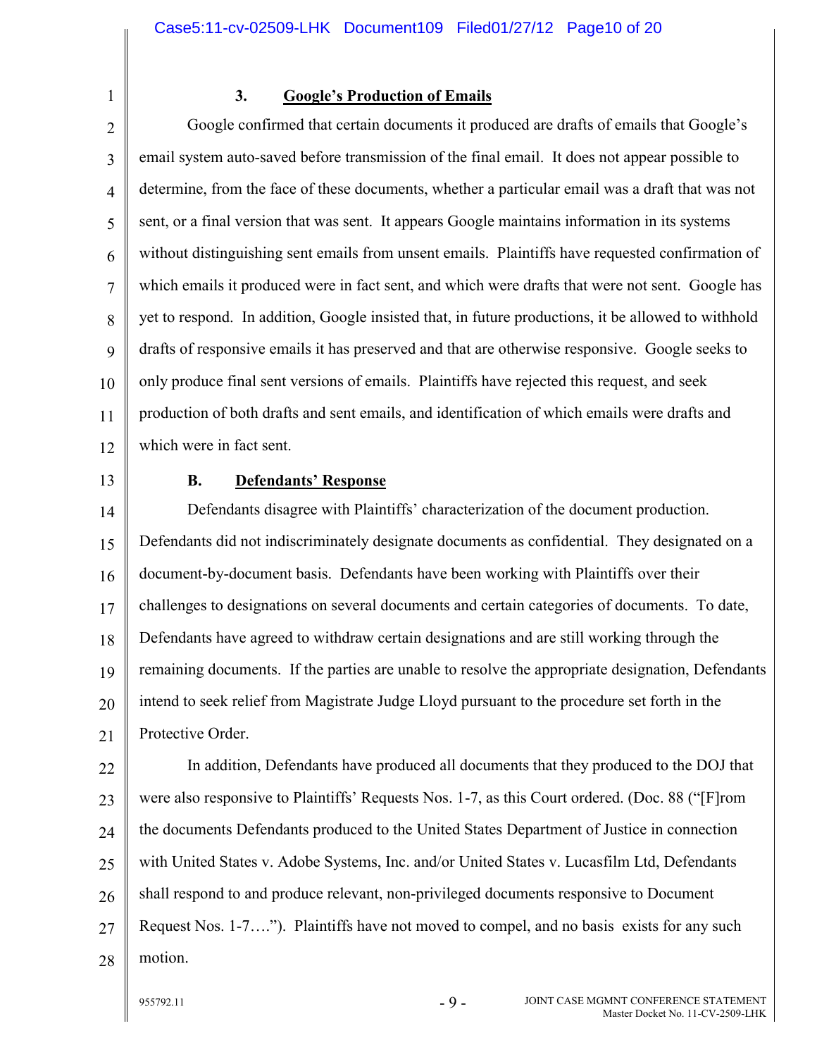### 3. **Google's Production of Emails**

Google confirmed that certain documents it produced are drafts of emails that Google's email system auto-saved before transmission of the final email. It does not appear possible to determine, from the face of these documents, whether a particular email was a draft that was not sent, or a final version that was sent. It appears Google maintains information in its systems without distinguishing sent emails from unsent emails. Plaintiffs have requested confirmation of which emails it produced were in fact sent, and which were drafts that were not sent. Google has yet to respond. In addition, Google insisted that, in future productions, it be allowed to withhold drafts of responsive emails it has preserved and that are otherwise responsive. Google seeks to only produce final sent versions of emails. Plaintiffs have rejected this request, and seek production of both drafts and sent emails, and identification of which emails were drafts and which were in fact sent.

## B. **Defendants' Response**

Defendants disagree with Plaintiffs' characterization of the document production. Defendants did not indiscriminately designate documents as confidential. They designated on a document-by-document basis. Defendants have been working with Plaintiffs over their challenges to designations on several documents and certain categories of documents. To date, Defendants have agreed to withdraw certain designations and are still working through the remaining documents. If the parties are unable to resolve the appropriate designation, Defendants intend to seek relief from Magistrate Judge Lloyd pursuant to the procedure set forth in the Protective Order.

In addition, Defendants have produced all documents that they produced to the DOJ that were also responsive to Plaintiffs' Requests Nos. 1-7, as this Court ordered. (Doc. 88 ("[F]rom the documents Defendants produced to the United States Department of Justice in connection with United States v. Adobe Systems, Inc. and/or United States v. Lucasfilm Ltd, Defendants shall respond to and produce relevant, non-privileged documents responsive to Document Request Nos. 1-7….")). Plaintiffs have not moved to compel, and no basis exists for any such motion.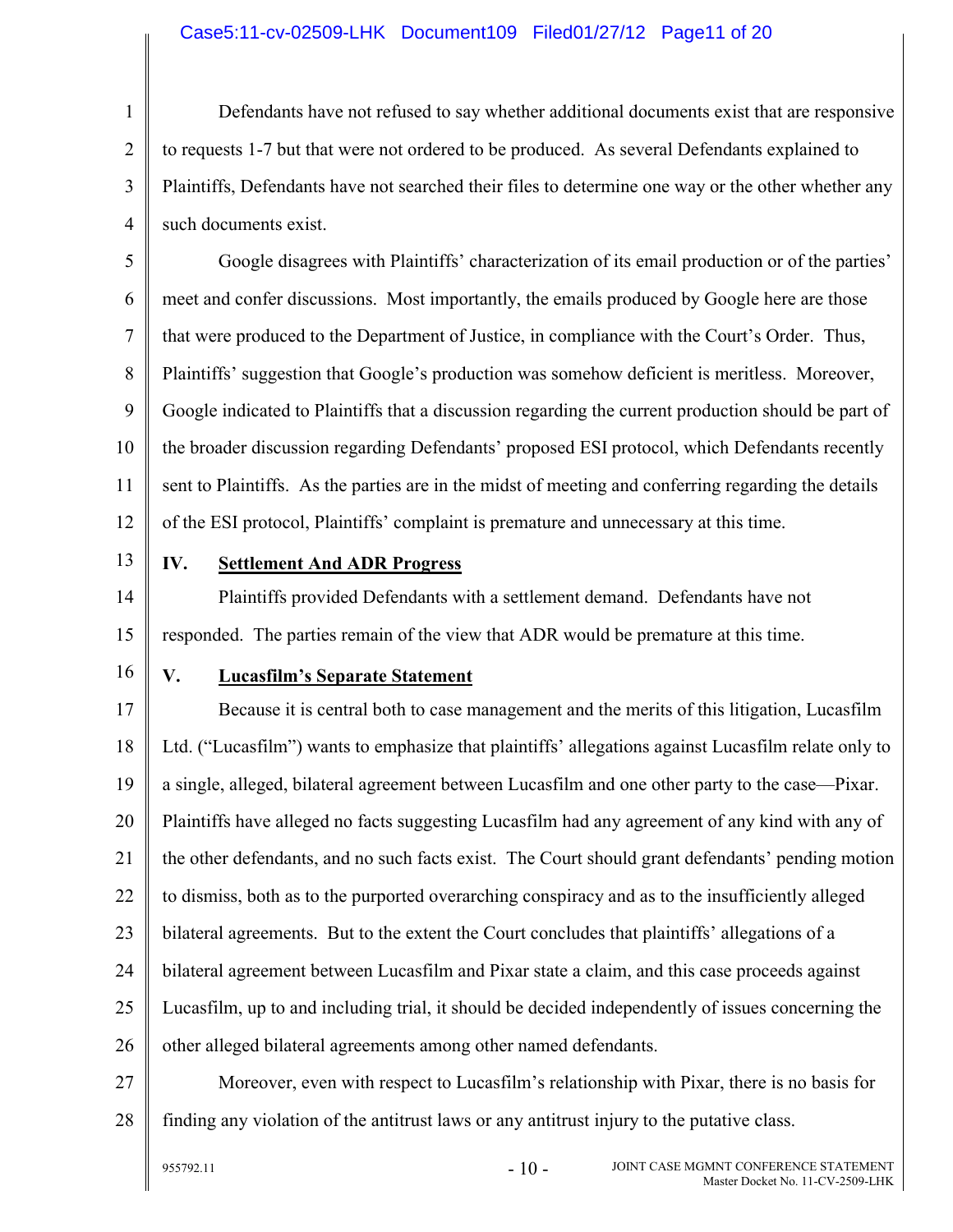Defendants have not refused to say whether additional documents exist that are responsive to requests 1-7 but that were not ordered to be produced. As several Defendants explained to Plaintiffs, Defendants have not searched their files to determine one way or the other whether any such documents exist.

Google disagrees with Plaintiffs' characterization of its email production or of the parties' meet and confer discussions. Most importantly, the emails produced by Google here are those that were produced to the Department of Justice, in compliance with the Court's Order. Thus, Plaintiffs' suggestion that Google's production was somehow deficient is meritless. Moreover, Google indicated to Plaintiffs that a discussion regarding the current production should be part of the broader discussion regarding Defendants' proposed ESI protocol, which Defendants recently sent to Plaintiffs. As the parties are in the midst of meeting and conferring regarding the details of the ESI protocol, Plaintiffs' complaint is premature and unnecessary at this time.

## IV. Settlement And ADR Progress

Plaintiffs provided Defendants with a settlement demand. Defendants have not responded. The parties remain of the view that ADR would be premature at this time.

## V. Lucasfilm's Separate Statement

Because it is central both to case management and the merits of this litigation, Lucasfilm Ltd. ("Lucasfilm") wants to emphasize that plaintiffs' allegations against Lucasfilm relate only to a single, alleged, bilateral agreement between Lucasfilm and one other party to the case—Pixar. Plaintiffs have alleged no facts suggesting Lucasfilm had any agreement of any kind with any of the other defendants, and no such facts exist. The Court should grant defendants' pending motion to dismiss, both as to the purported overarching conspiracy and as to the insufficiently alleged bilateral agreements. But to the extent the Court concludes that plaintiffs' allegations of a bilateral agreement between Lucasfilm and Pixar state a claim, and this case proceeds against Lucasfilm, up to and including trial, it should be decided independently of issues concerning the other alleged bilateral agreements among other named defendants.

Moreover, even with respect to Lucasfilm's relationship with Pixar, there is no basis for finding any violation of the antitrust laws or any antitrust injury to the putative class.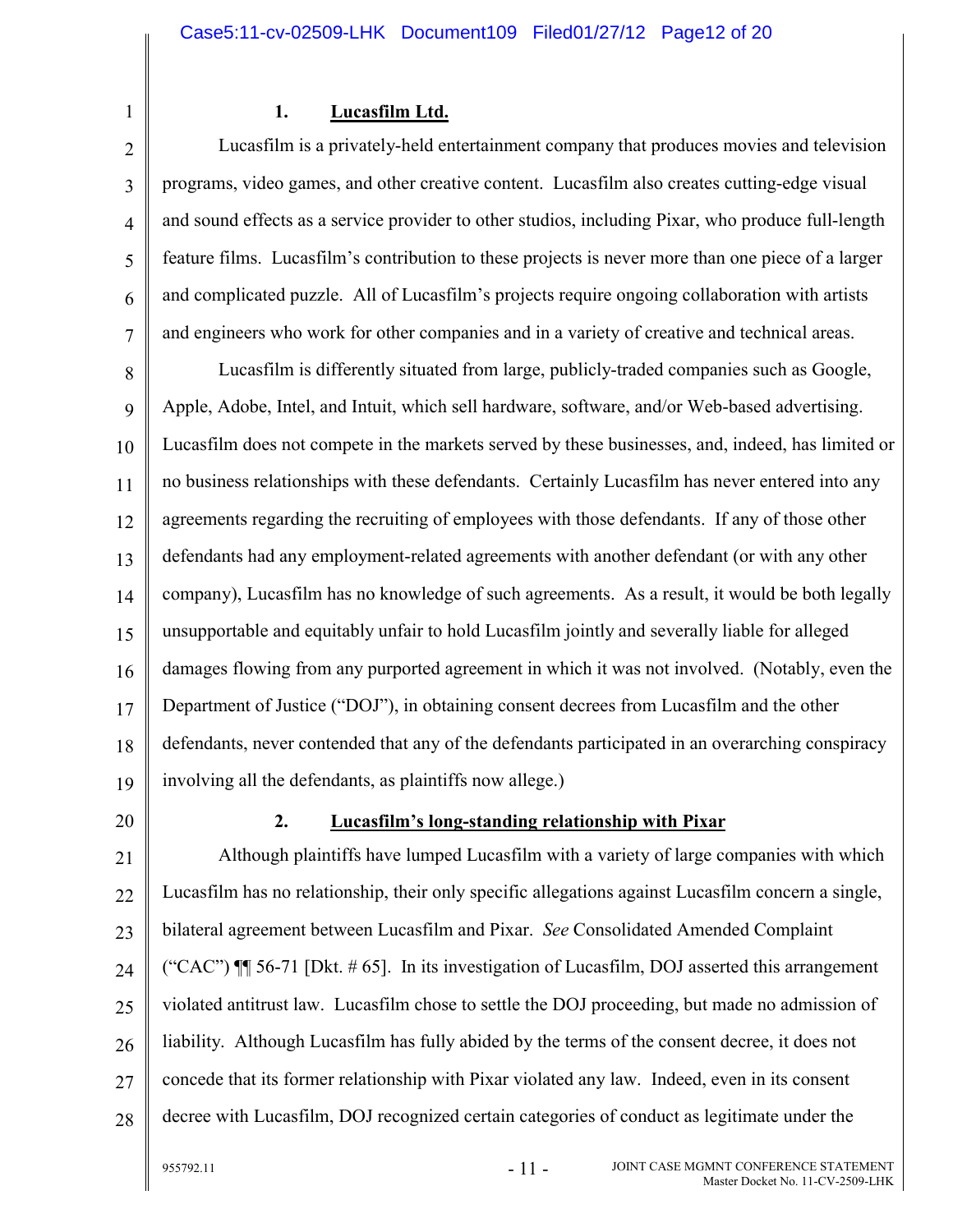### 1. Lucasfilm Ltd.

Lucasfilm is a privately-held entertainment company that produces movies and television programs, video games, and other creative content. Lucasfilm also creates cutting-edge visual and sound effects as a service provider to other studios, including Pixar, who produce full-length feature films. Lucasfilm's contribution to these projects is never more than one piece of a larger and complicated puzzle. All of Lucasfilm's projects require ongoing collaboration with artists and engineers who work for other companies and in a variety of creative and technical areas.

Lucasfilm is differently situated from large, publicly-traded companies such as Google, Apple, Adobe, Intel, and Intuit, which sell hardware, software, and/or Web-based advertising. Lucasfilm does not compete in the markets served by these businesses, and, indeed, has limited or no business relationships with these defendants. Certainly Lucasfilm has never entered into any agreements regarding the recruiting of employees with those defendants. If any of those other defendants had any employment-related agreements with another defendant (or with any other company), Lucasfilm has no knowledge of such agreements. As a result, it would be both legally unsupportable and equitably unfair to hold Lucasfilm jointly and severally liable for alleged damages flowing from any purported agreement in which it was not involved. (Notably, even the Department of Justice ("DOJ"), in obtaining consent decrees from Lucasfilm and the other defendants, never contended that any of the defendants participated in an overarching conspiracy involving all the defendants, as plaintiffs now allege.)

### 2. Lucasfilm's long-standing relationship with Pixar

Although plaintiffs have lumped Lucasfilm with a variety of large companies with which Lucasfilm has no relationship, their only specific allegations against Lucasfilm concern a single, bilateral agreement between Lucasfilm and Pixar. *See* Consolidated Amended Complaint ("CAC") ¶¶ 56-71 [Dkt. # 65]. In its investigation of Lucasfilm, DOJ asserted this arrangement violated antitrust law. Lucasfilm chose to settle the DOJ proceeding, but made no admission of liability. Although Lucasfilm has fully abided by the terms of the consent decree, it does not concede that its former relationship with Pixar violated any law. Indeed, even in its consent decree with Lucasfilm, DOJ recognized certain categories of conduct as legitimate under the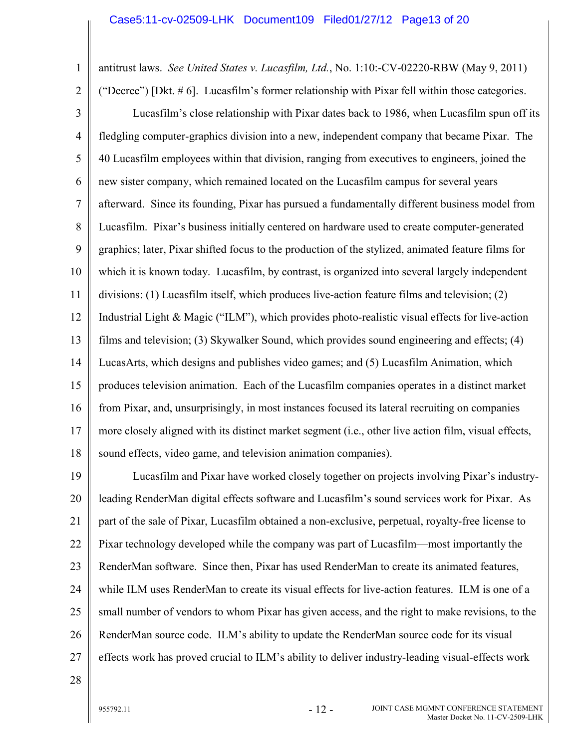antitrust laws. *See United States v. Lucasfilm, Ltd.*, No. 1:10:-CV-02220-RBW (May 9, 2011) ("Decree") [Dkt. # 6]. Lucasfilm's former relationship with Pixar fell within those categories.

Lucasfilm's close relationship with Pixar dates back to 1986, when Lucasfilm spun off its fledgling computer-graphics division into a new, independent company that became Pixar. The 40 Lucasfilm employees within that division, ranging from executives to engineers, joined the new sister company, which remained located on the Lucasfilm campus for several years afterward. Since its founding, Pixar has pursued a fundamentally different business model from Lucasfilm. Pixar's business initially centered on hardware used to create computer-generated graphics; later, Pixar shifted focus to the production of the stylized, animated feature films for which it is known today. Lucasfilm, by contrast, is organized into several largely independent divisions: (1) Lucasfilm itself, which produces live-action feature films and television; (2) Industrial Light & Magic ("ILM"), which provides photo-realistic visual effects for live-action films and television; (3) Skywalker Sound, which provides sound engineering and effects; (4) LucasArts, which designs and publishes video games; and (5) Lucasfilm Animation, which produces television animation. Each of the Lucasfilm companies operates in a distinct market from Pixar, and, unsurprisingly, in most instances focused its lateral recruiting on companies more closely aligned with its distinct market segment (i.e., other live action film, visual effects, sound effects, video game, and television animation companies).

Lucasfilm and Pixar have worked closely together on projects involving Pixar's industry-leading RenderMan digital effects software and Lucasfilm's sound services work for Pixar. As part of the sale of Pixar, Lucasfilm obtained a non-exclusive, perpetual, royalty-free license to Pixar technology developed while the company was part of Lucasfilm—most importantly the RenderMan software. Since then, Pixar has used RenderMan to create its animated features, while ILM uses RenderMan to create its visual effects for live-action features. ILM is one of a small number of vendors to whom Pixar has given access, and the right to make revisions, to the RenderMan source code. ILM's ability to update the RenderMan source code for its visual effects work has proved crucial to ILM's ability to deliver industry-leading visual-effects work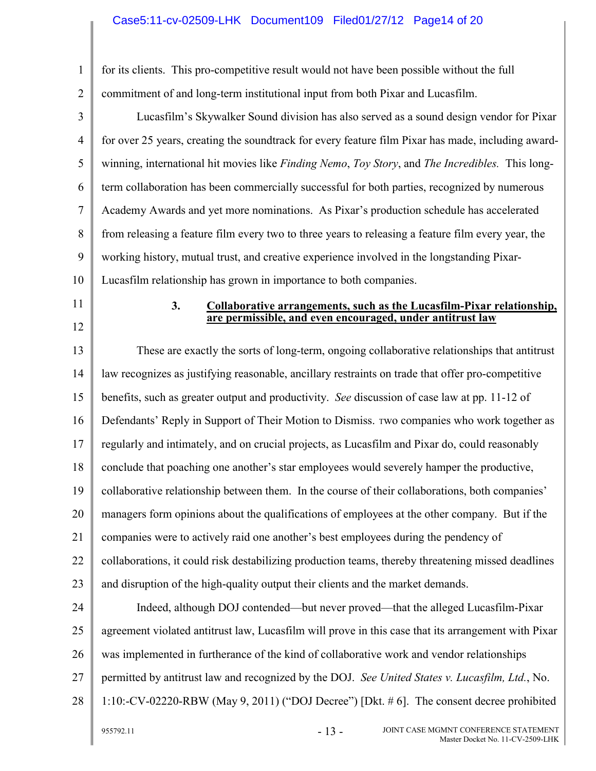for its clients. This pro-competitive result would not have been possible without the full commitment of and long-term institutional input from both Pixar and Lucasfilm.

Lucasfilm's Skywalker Sound division has also served as a sound design vendor for Pixar for over 25 years, creating the soundtrack for every feature film Pixar has made, including award-winning, international hit movies like *Finding Nemo*, *Toy Story*, and *The Incredibles.* This long-term collaboration has been commercially successful for both parties, recognized by numerous Academy Awards and yet more nominations. As Pixar's production schedule has accelerated from releasing a feature film every two to three years to releasing a feature film every year, the working history, mutual trust, and creative experience involved in the longstanding Pixar-Lucasfilm relationship has grown in importance to both companies.

### 3. **Collaborative arrangements, such as the Lucasfilm-Pixar relationship, are permissible, and even encouraged, under antitrust law**

These are exactly the sorts of long-term, ongoing collaborative relationships that antitrust law recognizes as justifying reasonable, ancillary restraints on trade that offer pro-competitive benefits, such as greater output and productivity. *See* discussion of case law at pp. 11-12 of Defendants' Reply in Support of Their Motion to Dismiss. Two companies who work together as regularly and intimately, and on crucial projects, as Lucasfilm and Pixar do, could reasonably conclude that poaching one another's star employees would severely hamper the productive, collaborative relationship between them. In the course of their collaborations, both companies' managers form opinions about the qualifications of employees at the other company. But if the companies were to actively raid one another's best employees during the pendency of collaborations, it could risk destabilizing production teams, thereby threatening missed deadlines and disruption of the high-quality output their clients and the market demands.

Indeed, although DOJ contended—but never proved—that the alleged Lucasfilm-Pixar agreement violated antitrust law, Lucasfilm will prove in this case that its arrangement with Pixar was implemented in furtherance of the kind of collaborative work and vendor relationships permitted by antitrust law and recognized by the DOJ. *See United States v. Lucasfilm, Ltd.*, No. 1:10:-CV-02220-RBW (May 9, 2011) ("DOJ Decree") [Dkt. # 6]. The consent decree prohibited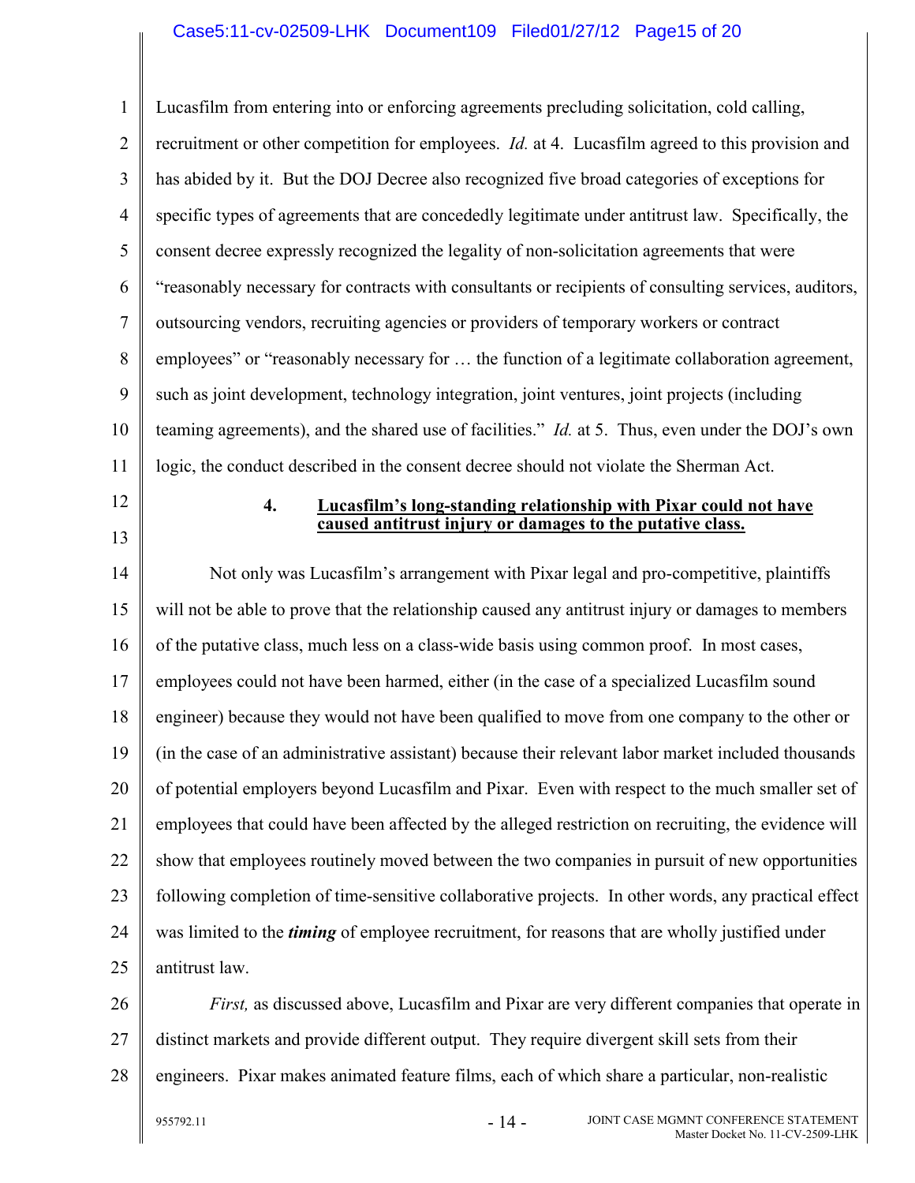Lucasfilm from entering into or enforcing agreements precluding solicitation, cold calling, recruitment or other competition for employees. *Id.* at 4. Lucasfilm agreed to this provision and has abided by it. But the DOJ Decree also recognized five broad categories of exceptions for specific types of agreements that are concededly legitimate under antitrust law. Specifically, the consent decree expressly recognized the legality of non-solicitation agreements that were "reasonably necessary for contracts with consultants or recipients of consulting services, auditors, outsourcing vendors, recruiting agencies or providers of temporary workers or contract employees" or "reasonably necessary for … the function of a legitimate collaboration agreement, such as joint development, technology integration, joint ventures, joint projects (including teaming agreements), and the shared use of facilities." *Id.* at 5. Thus, even under the DOJ's own logic, the conduct described in the consent decree should not violate the Sherman Act.

### 4. Lucasfilm's long-standing relationship with Pixar could not have caused antitrust injury or damages to the putative class.

Not only was Lucasfilm's arrangement with Pixar legal and pro-competitive, plaintiffs will not be able to prove that the relationship caused any antitrust injury or damages to members of the putative class, much less on a class-wide basis using common proof. In most cases, employees could not have been harmed, either (in the case of a specialized Lucasfilm sound engineer) because they would not have been qualified to move from one company to the other or (in the case of an administrative assistant) because their relevant labor market included thousands of potential employers beyond Lucasfilm and Pixar. Even with respect to the much smaller set of employees that could have been affected by the alleged restriction on recruiting, the evidence will show that employees routinely moved between the two companies in pursuit of new opportunities following completion of time-sensitive collaborative projects. In other words, any practical effect was limited to the ***timing*** of employee recruitment, for reasons that are wholly justified under antitrust law.

*First,* as discussed above, Lucasfilm and Pixar are very different companies that operate in distinct markets and provide different output. They require divergent skill sets from their engineers. Pixar makes animated feature films, each of which share a particular, non-realistic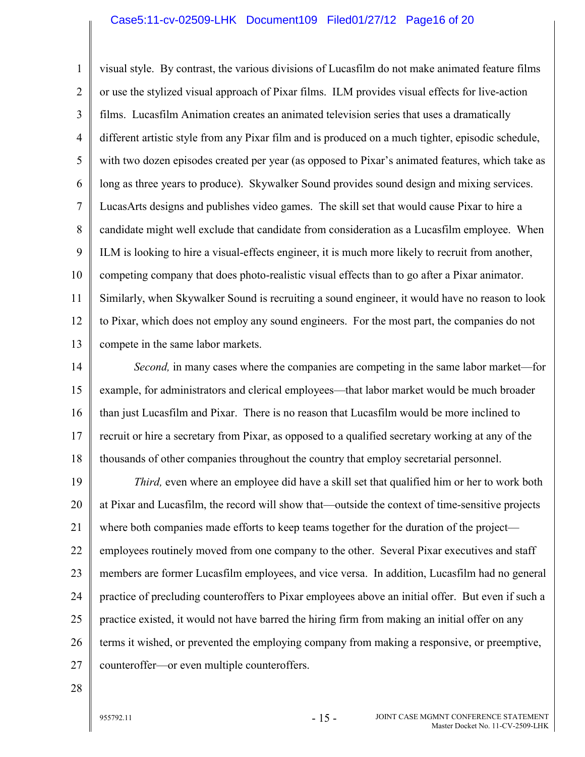visual style. By contrast, the various divisions of Lucasfilm do not make animated feature films or use the stylized visual approach of Pixar films. ILM provides visual effects for live-action films. Lucasfilm Animation creates an animated television series that uses a dramatically different artistic style from any Pixar film and is produced on a much tighter, episodic schedule, with two dozen episodes created per year (as opposed to Pixar's animated features, which take as long as three years to produce). Skywalker Sound provides sound design and mixing services. LucasArts designs and publishes video games. The skill set that would cause Pixar to hire a candidate might well exclude that candidate from consideration as a Lucasfilm employee. When ILM is looking to hire a visual-effects engineer, it is much more likely to recruit from another, competing company that does photo-realistic visual effects than to go after a Pixar animator. Similarly, when Skywalker Sound is recruiting a sound engineer, it would have no reason to look to Pixar, which does not employ any sound engineers. For the most part, the companies do not compete in the same labor markets.

*Second,* in many cases where the companies are competing in the same labor market—for example, for administrators and clerical employees—that labor market would be much broader than just Lucasfilm and Pixar. There is no reason that Lucasfilm would be more inclined to recruit or hire a secretary from Pixar, as opposed to a qualified secretary working at any of the thousands of other companies throughout the country that employ secretarial personnel.

*Third,* even where an employee did have a skill set that qualified him or her to work both at Pixar and Lucasfilm, the record will show that—outside the context of time-sensitive projects where both companies made efforts to keep teams together for the duration of the project—employees routinely moved from one company to the other. Several Pixar executives and staff members are former Lucasfilm employees, and vice versa. In addition, Lucasfilm had no general practice of precluding counteroffers to Pixar employees above an initial offer. But even if such a practice existed, it would not have barred the hiring firm from making an initial offer on any terms it wished, or prevented the employing company from making a responsive, or preemptive, counteroffer—or even multiple counteroffers.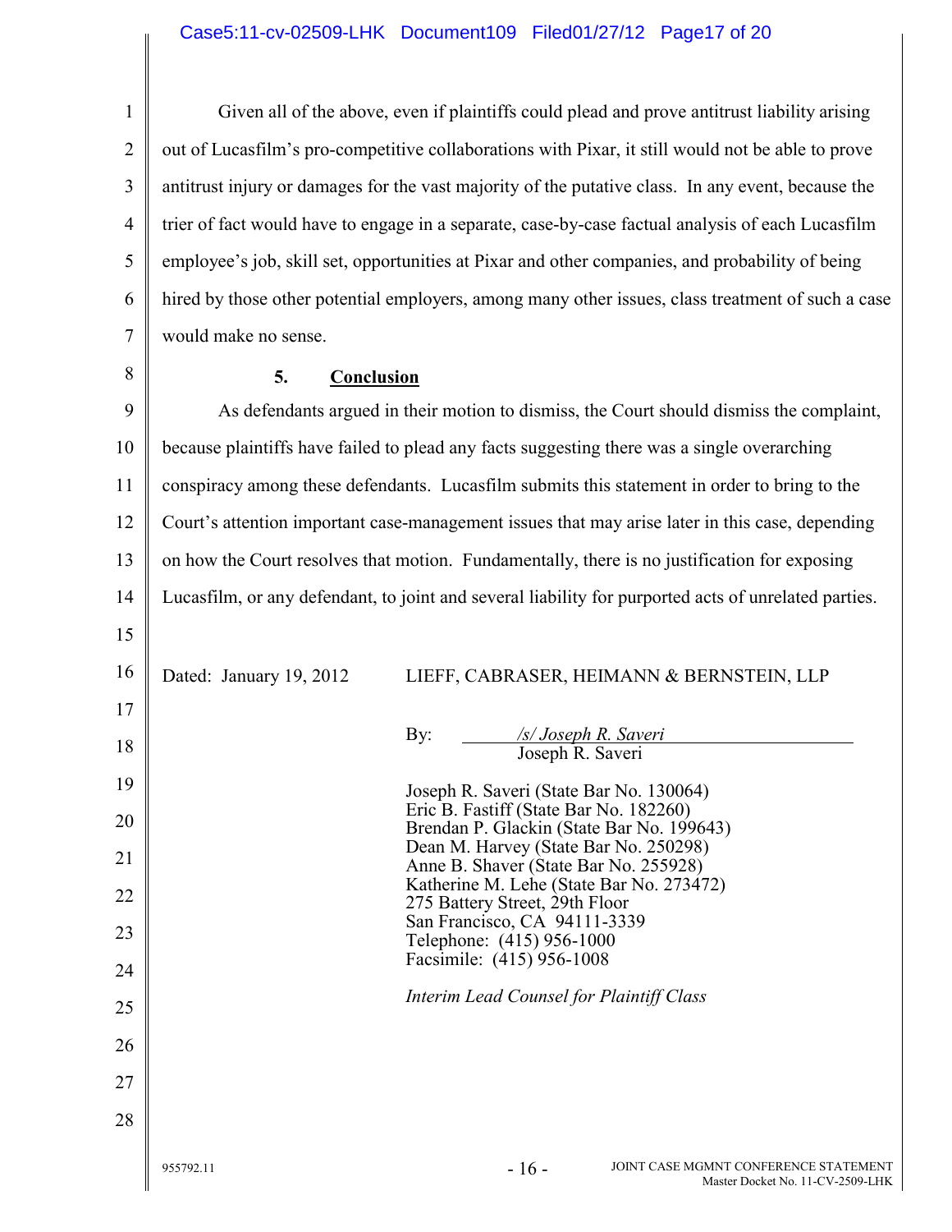Given all of the above, even if plaintiffs could plead and prove antitrust liability arising out of Lucasfilm's pro-competitive collaborations with Pixar, it still would not be able to prove antitrust injury or damages for the vast majority of the putative class. In any event, because the trier of fact would have to engage in a separate, case-by-case factual analysis of each Lucasfilm employee's job, skill set, opportunities at Pixar and other companies, and probability of being hired by those other potential employers, among many other issues, class treatment of such a case would make no sense.

### 5. **Conclusion**

As defendants argued in their motion to dismiss, the Court should dismiss the complaint, because plaintiffs have failed to plead any facts suggesting there was a single overarching conspiracy among these defendants. Lucasfilm submits this statement in order to bring to the Court's attention important case-management issues that may arise later in this case, depending on how the Court resolves that motion. Fundamentally, there is no justification for exposing Lucasfilm, or any defendant, to joint and several liability for purported acts of unrelated parties.

Dated: January 19, 2012

LIEFF, CABRASER, HEIMANN & BERNSTEIN, LLP

By: */s/ Joseph R. Saveri*
Joseph R. Saveri

Joseph R. Saveri (State Bar No. 130064)
Eric B. Fastiff (State Bar No. 182260)
Brendan P. Glackin (State Bar No. 199643)
Dean M. Harvey (State Bar No. 250298)
Anne B. Shaver (State Bar No. 255928)
Katherine M. Lehe (State Bar No. 273472)
275 Battery Street, 29th Floor
San Francisco, CA 94111-3339
Telephone: (415) 956-1000
Facsimile: (415) 956-1008

*Interim Lead Counsel for Plaintiff Class*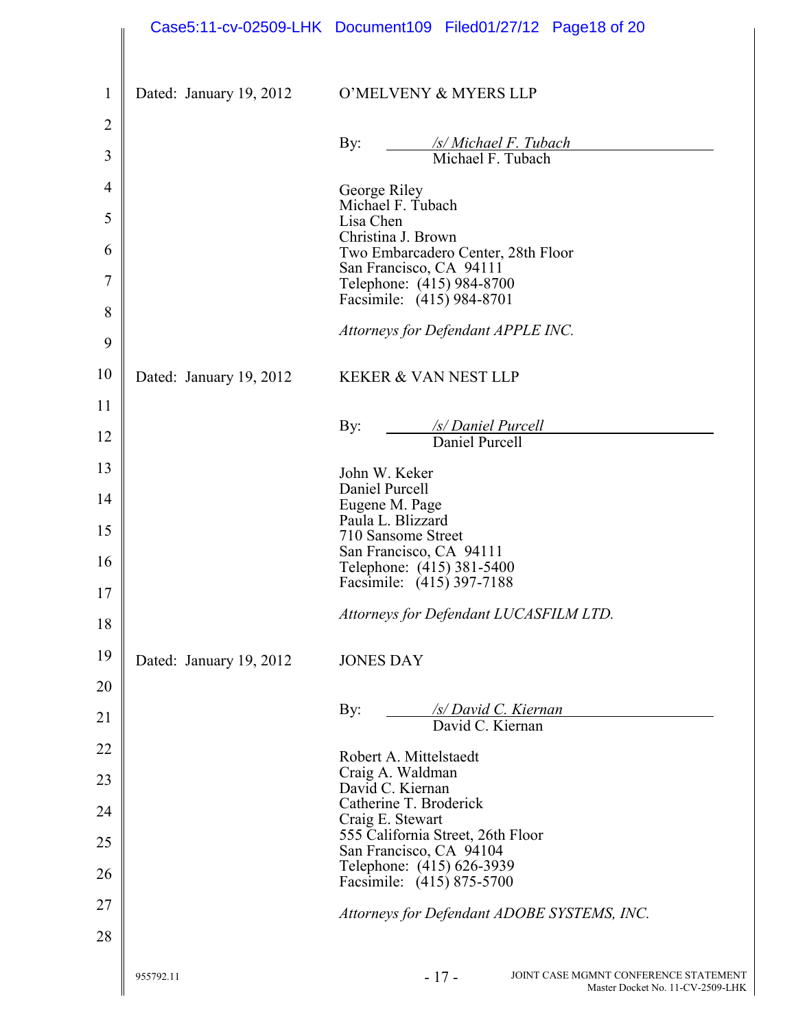Dated: January 19, 2012

O'MELVENY & MYERS LLP

By: */s/ Michael F. Tubach*
Michael F. Tubach

George Riley
Michael F. Tubach
Lisa Chen
Christina J. Brown
Two Embarcadero Center, 28th Floor
San Francisco, CA 94111
Telephone: (415) 984-8700
Facsimile: (415) 984-8701

*Attorneys for Defendant APPLE INC.*

Dated: January 19, 2012

KEKER & VAN NEST LLP

By: */s/ Daniel Purcell*
Daniel Purcell

John W. Keker
Daniel Purcell
Eugene M. Page
Paula L. Blizzard
710 Sansome Street
San Francisco, CA 94111
Telephone: (415) 381-5400
Facsimile: (415) 397-7188

*Attorneys for Defendant LUCASFILM LTD.*

Dated: January 19, 2012

JONES DAY

By: */s/ David C. Kiernan*
David C. Kiernan

Robert A. Mittelstaedt
Craig A. Waldman
David C. Kiernan
Catherine T. Broderick
Craig E. Stewart
555 California Street, 26th Floor
San Francisco, CA 94104
Telephone: (415) 626-3939
Facsimile: (415) 875-5700

*Attorneys for Defendant ADOBE SYSTEMS, INC.*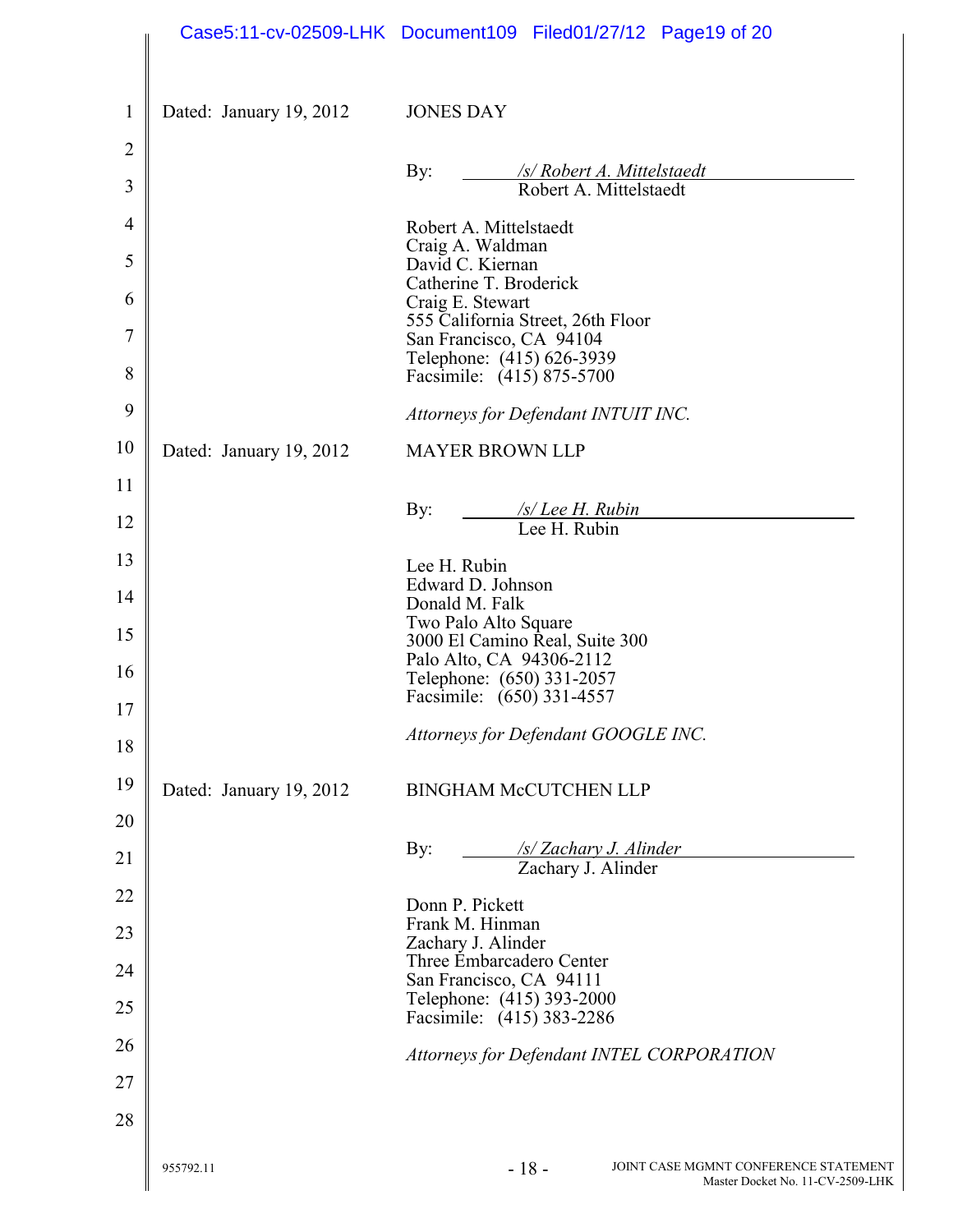Dated: January 19, 2012

JONES DAY

By: /s/ Robert A. Mittelstaedt
Robert A. Mittelstaedt

Robert A. Mittelstaedt
Craig A. Waldman
David C. Kiernan
Catherine T. Broderick
Craig E. Stewart
555 California Street, 26th Floor
San Francisco, CA 94104
Telephone: (415) 626-3939
Facsimile: (415) 875-5700

*Attorneys for Defendant INTUIT INC.*

Dated: January 19, 2012

MAYER BROWN LLP

By: /s/ Lee H. Rubin
Lee H. Rubin

Lee H. Rubin
Edward D. Johnson
Donald M. Falk
Two Palo Alto Square
3000 El Camino Real, Suite 300
Palo Alto, CA 94306-2112
Telephone: (650) 331-2057
Facsimile: (650) 331-4557

*Attorneys for Defendant GOOGLE INC.*

Dated: January 19, 2012

BINGHAM McCUTCHEN LLP

By: /s/ Zachary J. Alinder
Zachary J. Alinder

Donn P. Pickett
Frank M. Hinman
Zachary J. Alinder
Three Embarcadero Center
San Francisco, CA 94111
Telephone: (415) 393-2000
Facsimile: (415) 383-2286

*Attorneys for Defendant INTEL CORPORATION*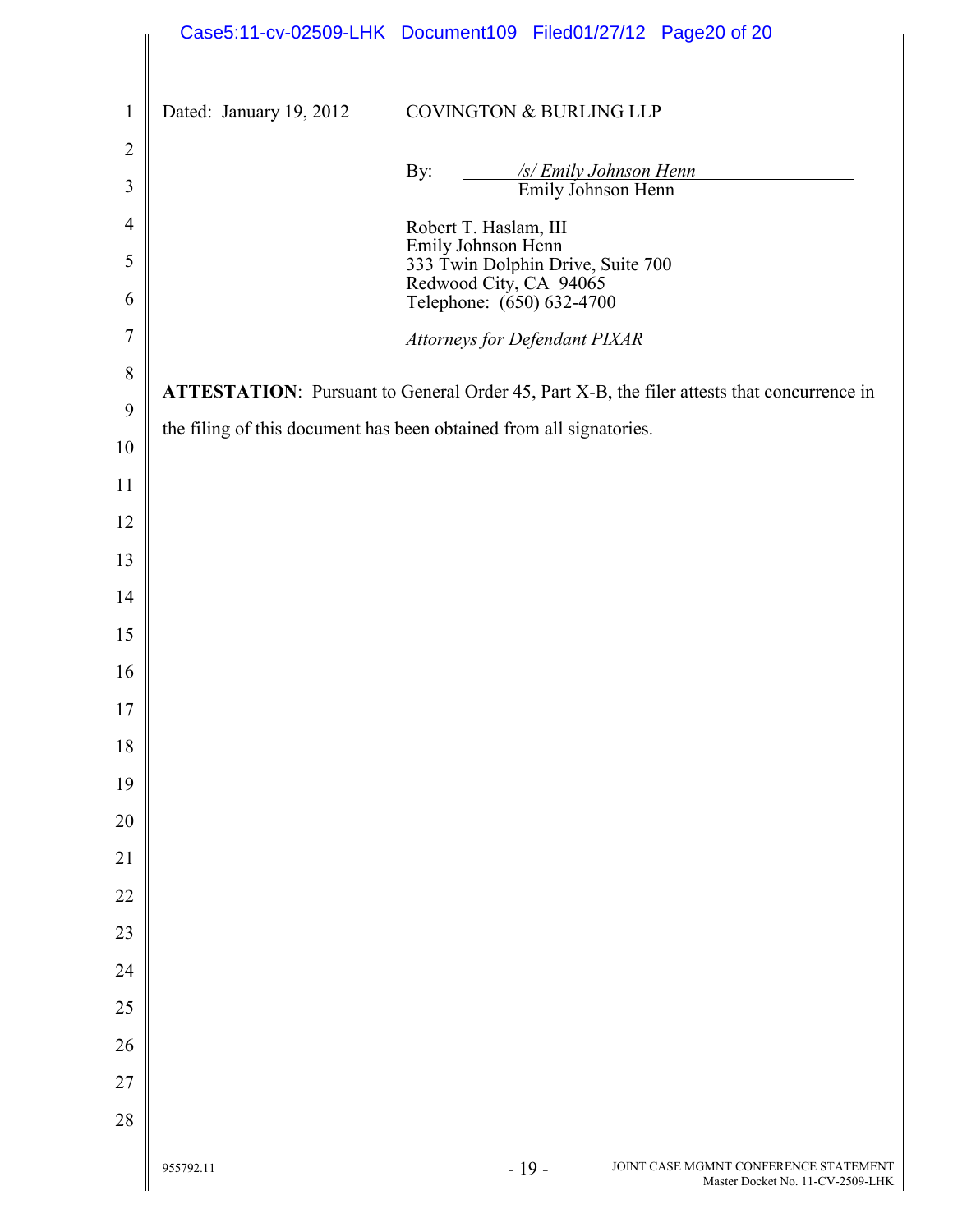Dated: January 19, 2012

COVINGTON & BURLING LLP

By: */s/ Emily Johnson Henn*
Emily Johnson Henn

Robert T. Haslam, III
Emily Johnson Henn
333 Twin Dolphin Drive, Suite 700
Redwood City, CA 94065
Telephone: (650) 632-4700

*Attorneys for Defendant PIXAR*

**ATTESTATION**: Pursuant to General Order 45, Part X-B, the filer attests that concurrence in the filing of this document has been obtained from all signatories.